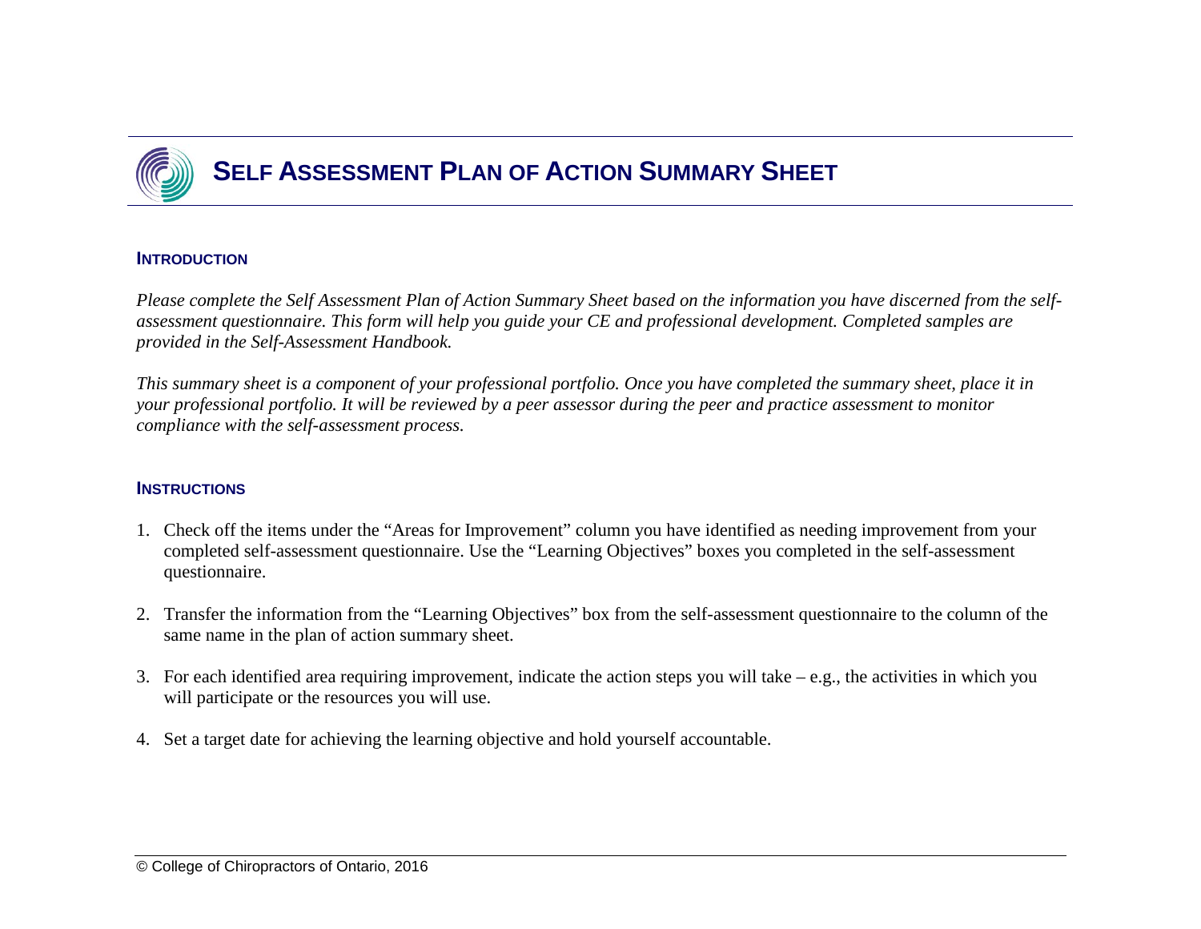# SELF ASSESSMENT PLAN OF ACTION SUMMARY SHEET

## INTRODUCTION

*Please complete the Self Assessment Plan of Action Summary Sheet based on the information you have discerned from the self-assessment questionnaire. This form will help you guide your CE and professional development. Completed samples are provided in the Self-Assessment Handbook.*

*This summary sheet is a component of your professional portfolio. Once you have completed the summary sheet, place it in your professional portfolio. It will be reviewed by a peer assessor during the peer and practice assessment to monitor compliance with the self-assessment process.*

## INSTRUCTIONS

1. Check off the items under the "Areas for Improvement" column you have identified as needing improvement from your completed self-assessment questionnaire. Use the "Learning Objectives" boxes you completed in the self-assessment questionnaire.

2. Transfer the information from the "Learning Objectives" box from the self-assessment questionnaire to the column of the same name in the plan of action summary sheet.

3. For each identified area requiring improvement, indicate the action steps you will take – e.g., the activities in which you will participate or the resources you will use.

4. Set a target date for achieving the learning objective and hold yourself accountable.

© College of Chiropractors of Ontario, 2016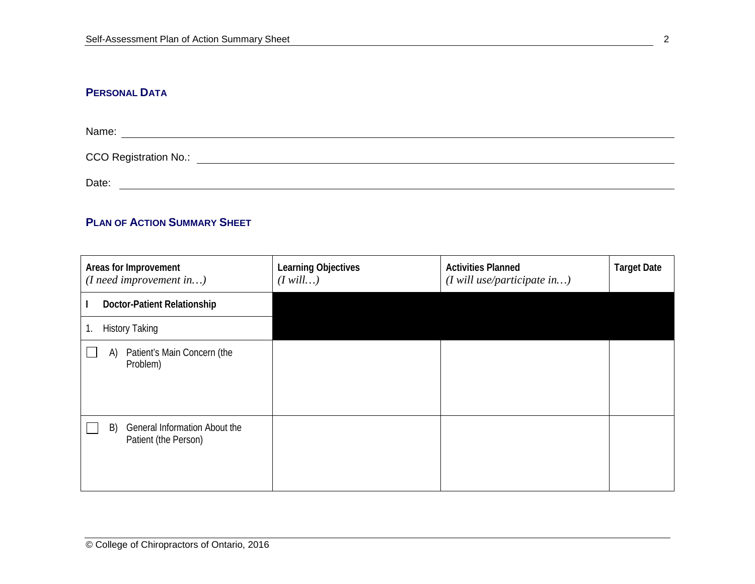## PERSONAL DATA

Name: ______________________________

CCO Registration No.: ______________________________

Date: ______________________________

## PLAN OF ACTION SUMMARY SHEET

| Areas for Improvement *(I need improvement in…)* | Learning Objectives *(I will…)* | Activities Planned *(I will use/participate in…)* | Target Date |
|---|---|---|---|
| **I Doctor-Patient Relationship** | | | |
| 1. History Taking | | | |
| ☐ A) Patient's Main Concern (the Problem) | | | |
| ☐ B) General Information About the Patient (the Person) | | | |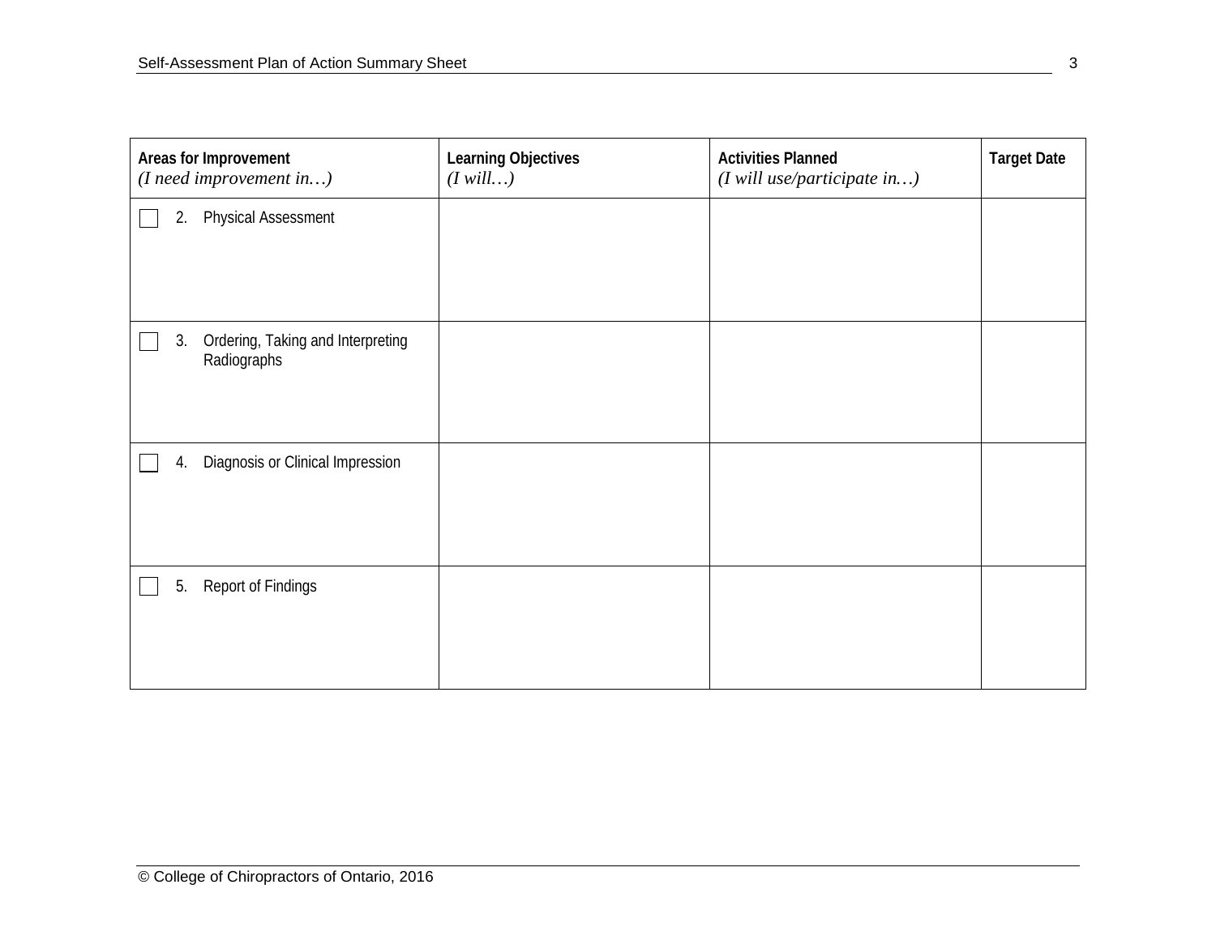| Areas for Improvement *(I need improvement in…)* | Learning Objectives *(I will…)* | Activities Planned *(I will use/participate in…)* | Target Date |
|---|---|---|---|
| ☐ 2. Physical Assessment | | | |
| ☐ 3. Ordering, Taking and Interpreting Radiographs | | | |
| ☐ 4. Diagnosis or Clinical Impression | | | |
| ☐ 5. Report of Findings | | | |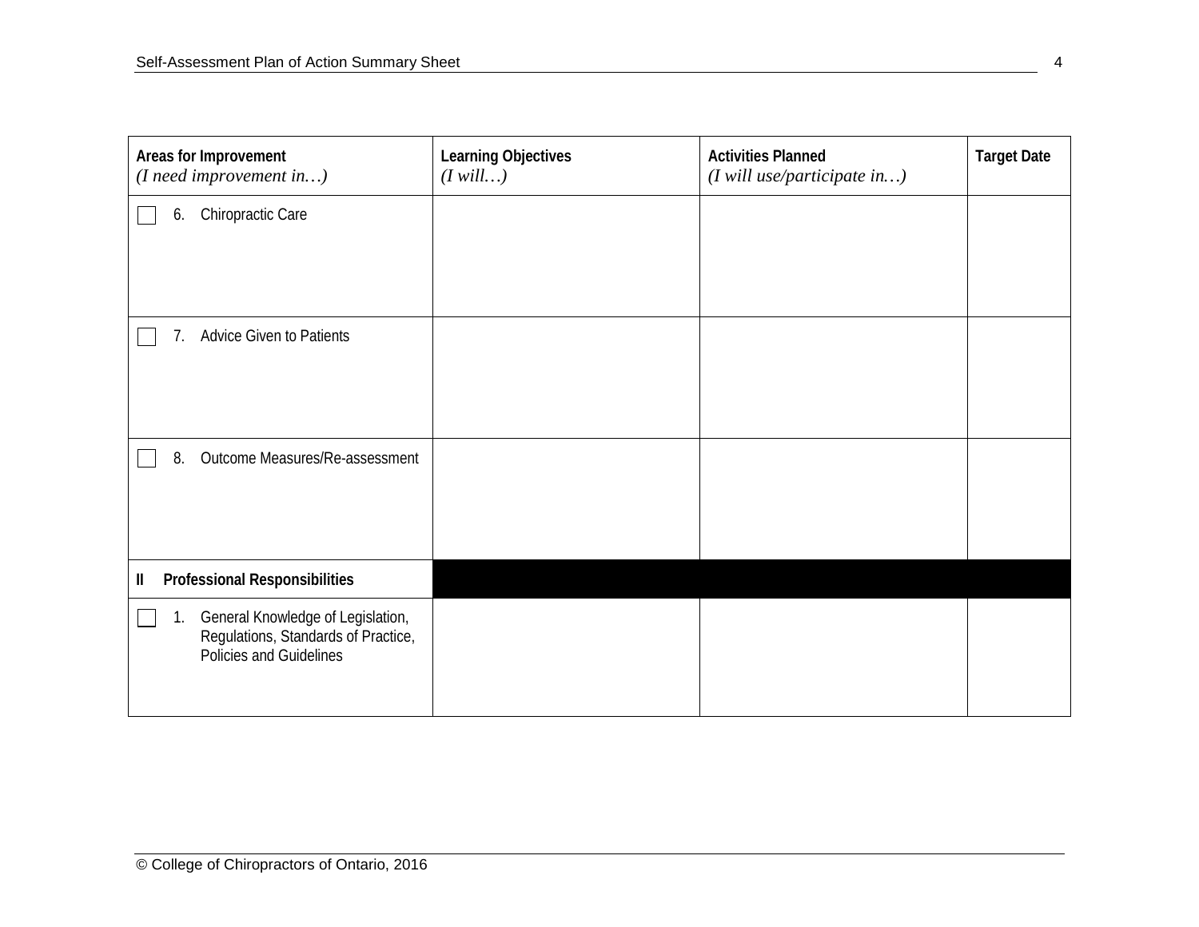| **Areas for Improvement** *(I need improvement in…)* | **Learning Objectives** *(I will…)* | **Activities Planned** *(I will use/participate in…)* | **Target Date** |
|---|---|---|---|
| ☐ 6. Chiropractic Care | | | |
| ☐ 7. Advice Given to Patients | | | |
| ☐ 8. Outcome Measures/Re-assessment | | | |
| **II Professional Responsibilities** | | | |
| ☐ 1. General Knowledge of Legislation, Regulations, Standards of Practice, Policies and Guidelines | | | |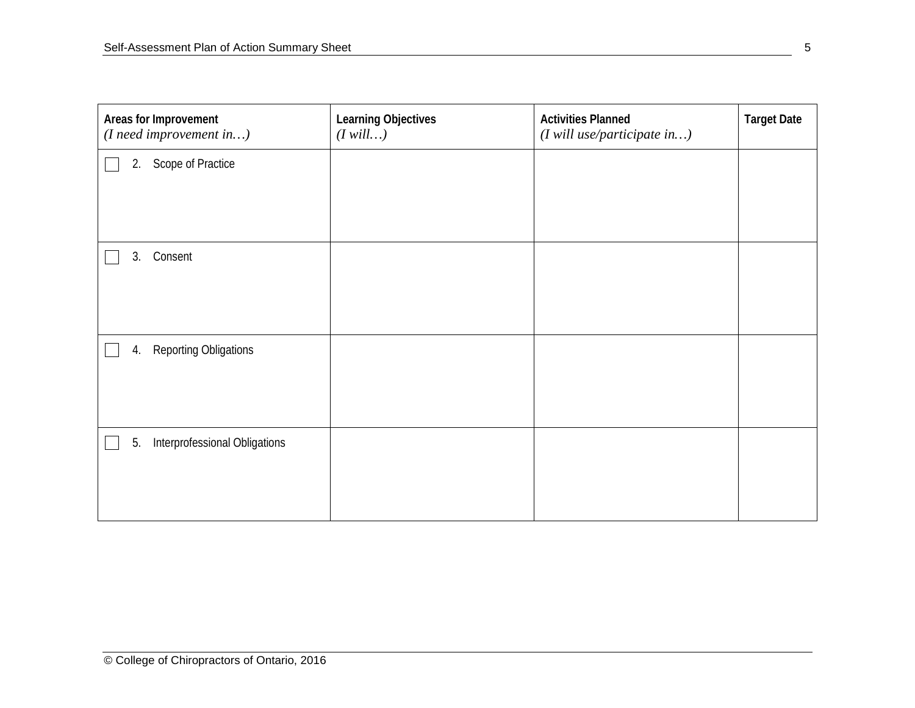| Areas for Improvement *(I need improvement in…)* | Learning Objectives *(I will…)* | Activities Planned *(I will use/participate in…)* | Target Date |
|---|---|---|---|
| ☐ 2. Scope of Practice | | | |
| ☐ 3. Consent | | | |
| ☐ 4. Reporting Obligations | | | |
| ☐ 5. Interprofessional Obligations | | | |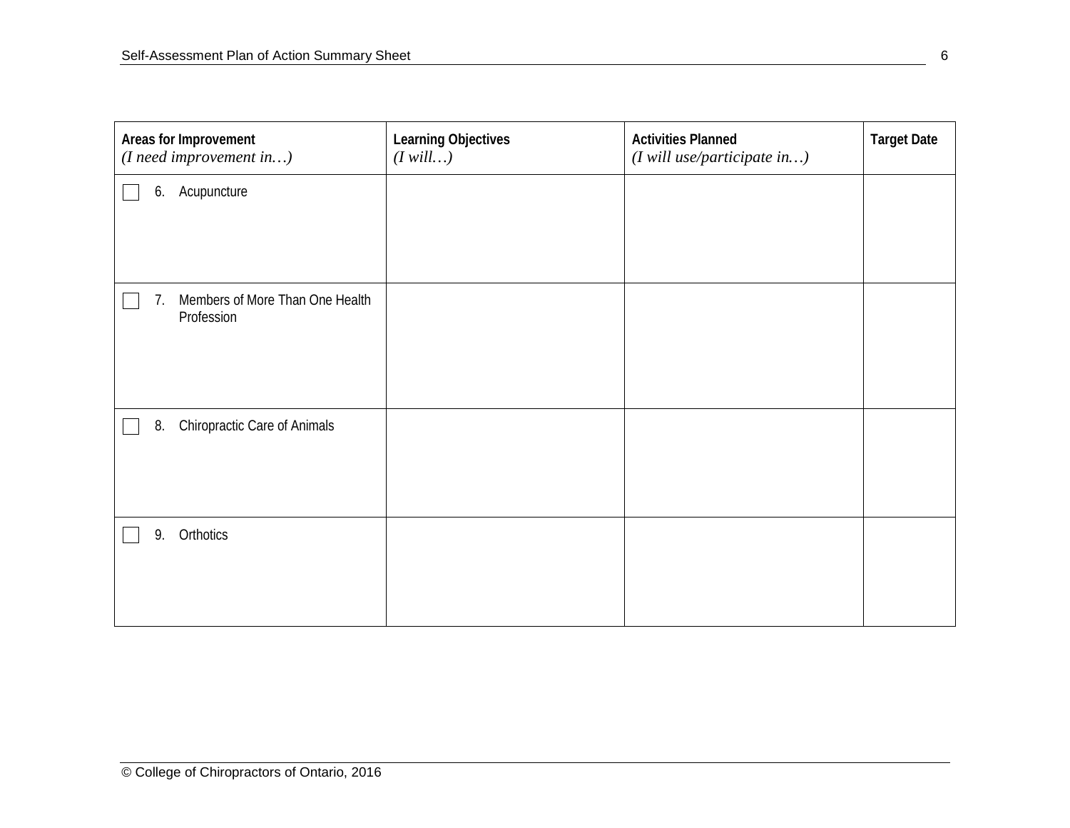| Areas for Improvement *(I need improvement in…)* | Learning Objectives *(I will…)* | Activities Planned *(I will use/participate in…)* | Target Date |
| --- | --- | --- | --- |
| ☐ 6. Acupuncture | | | |
| ☐ 7. Members of More Than One Health Profession | | | |
| ☐ 8. Chiropractic Care of Animals | | | |
| ☐ 9. Orthotics | | | |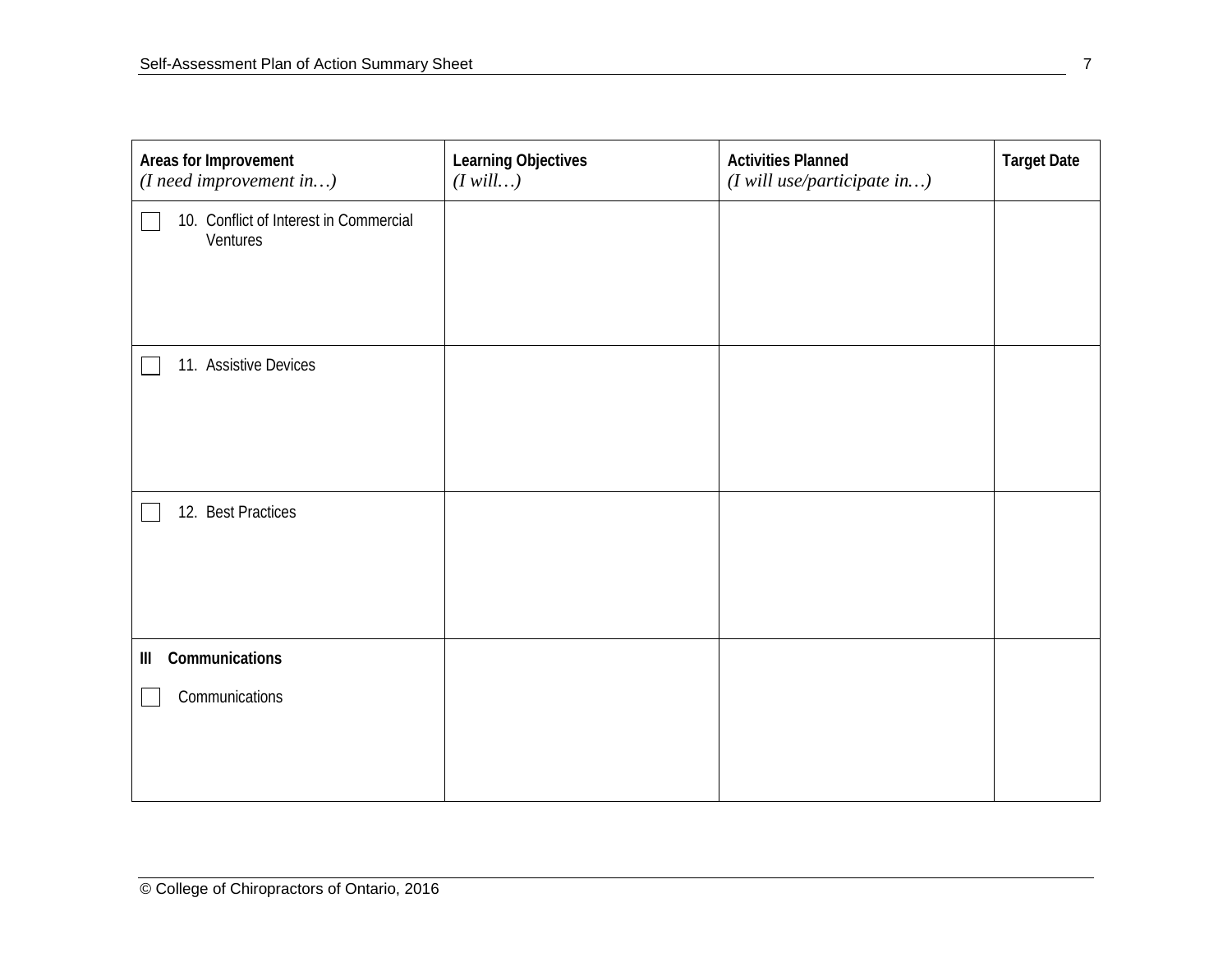| Areas for Improvement<br>*(I need improvement in…)* | Learning Objectives<br>*(I will…)* | Activities Planned<br>*(I will use/participate in…)* | Target Date |
| --- | --- | --- | --- |
| ☐ 10. Conflict of Interest in Commercial Ventures | | | |
| ☐ 11. Assistive Devices | | | |
| ☐ 12. Best Practices | | | |
| **III Communications**<br>☐ Communications | | | |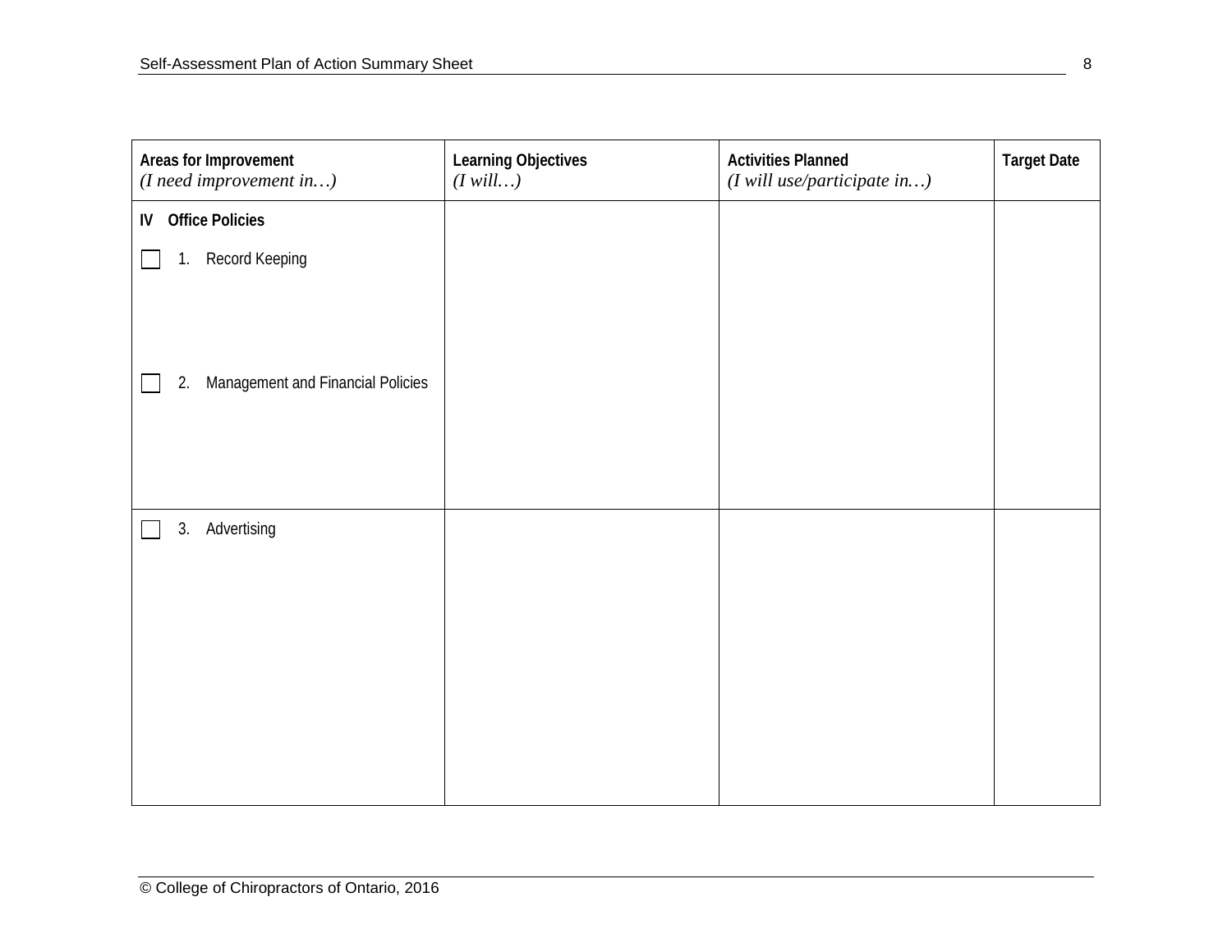| **Areas for Improvement**<br>*(I need improvement in…)* | **Learning Objectives**<br>*(I will…)* | **Activities Planned**<br>*(I will use/participate in…)* | **Target Date** |
|---|---|---|---|
| **IV Office Policies**<br><br>☐ 1. Record Keeping<br><br>☐ 2. Management and Financial Policies | | | |
| ☐ 3. Advertising | | | |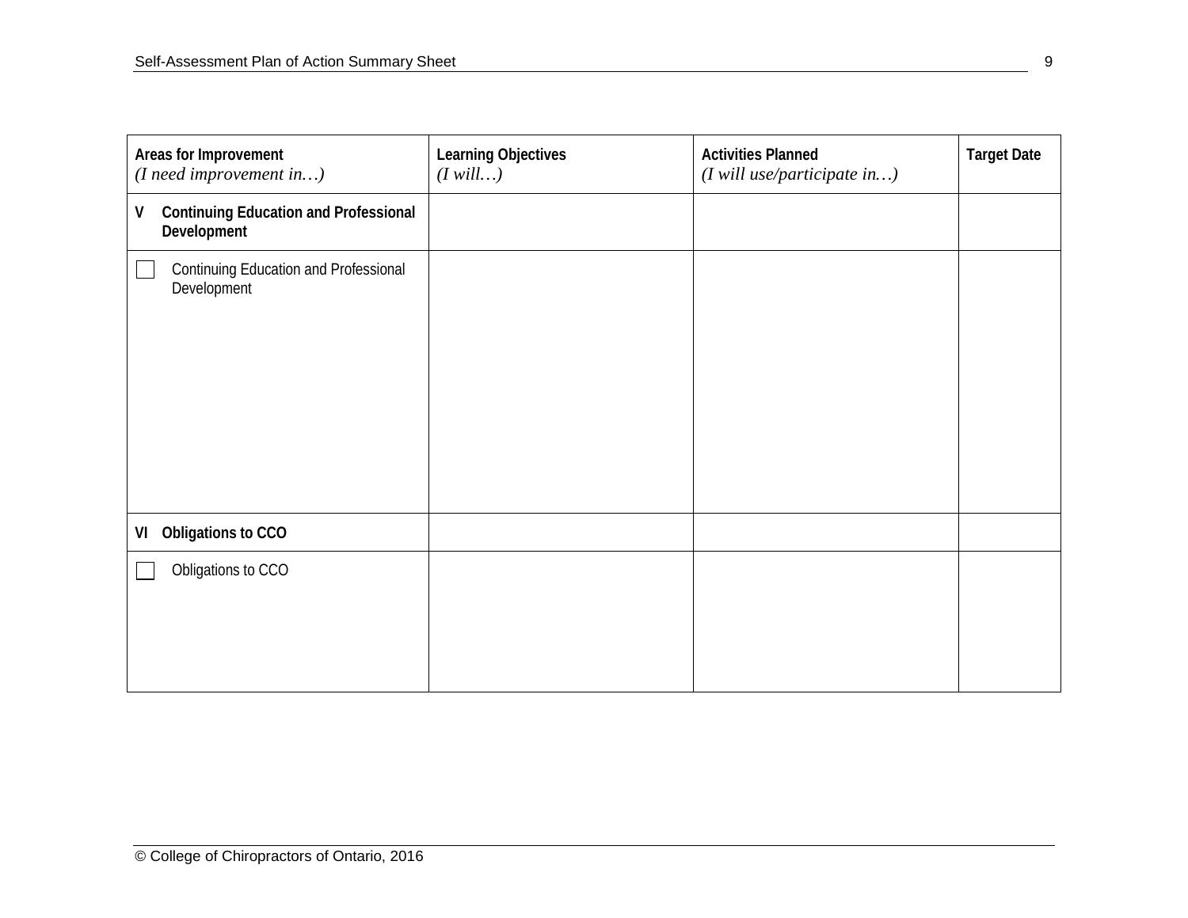| Areas for Improvement *(I need improvement in…)* | Learning Objectives *(I will…)* | Activities Planned *(I will use/participate in…)* | Target Date |
|---|---|---|---|
| **V Continuing Education and Professional Development** | | | |
| ☐ Continuing Education and Professional Development | | | |
| **VI Obligations to CCO** | | | |
| ☐ Obligations to CCO | | | |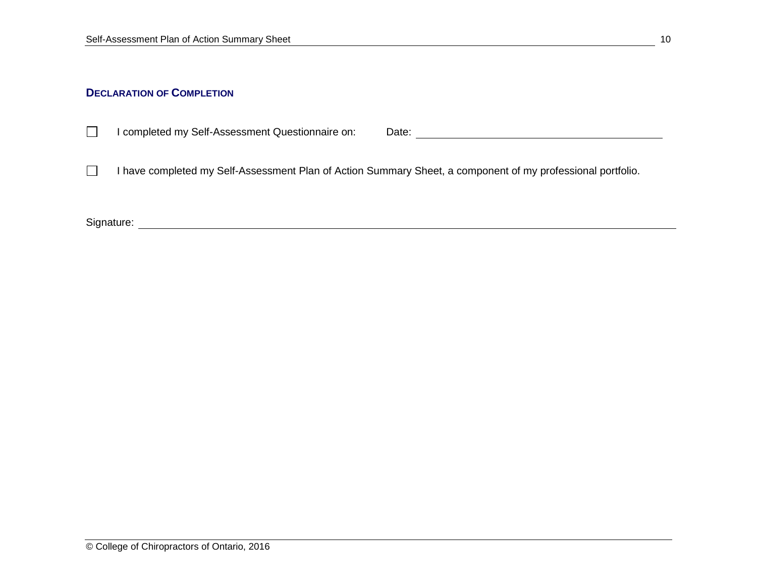## DECLARATION OF COMPLETION

☐ I completed my Self-Assessment Questionnaire on: Date: ______________________

☐ I have completed my Self-Assessment Plan of Action Summary Sheet, a component of my professional portfolio.

Signature: ______________________________________________

© College of Chiropractors of Ontario, 2016